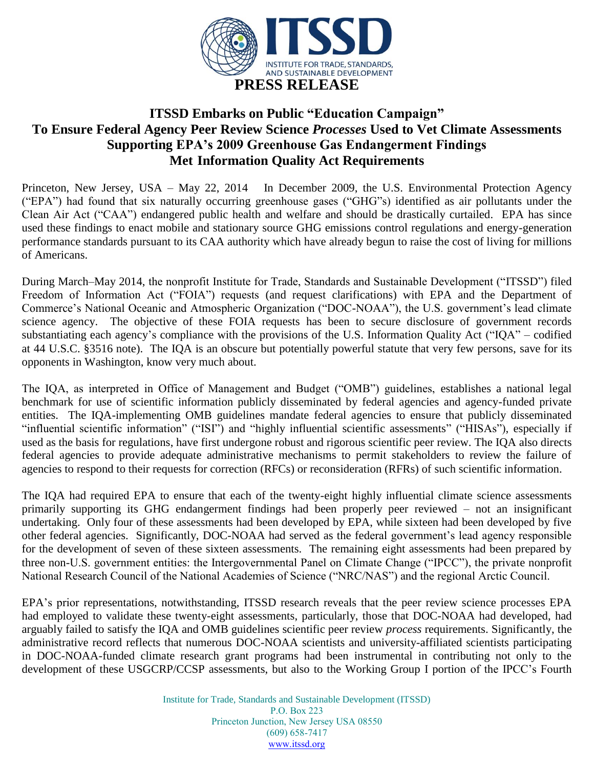# PRESS RELEASE

## ITSSD Embarks on Public "Education Campaign" To Ensure Federal Agency Peer Review Science *Processes* Used to Vet Climate Assessments Supporting EPA's 2009 Greenhouse Gas Endangerment Findings Met Information Quality Act Requirements

Princeton, New Jersey, USA – May 22, 2014 In December 2009, the U.S. Environmental Protection Agency ("EPA") had found that six naturally occurring greenhouse gases ("GHG"s) identified as air pollutants under the Clean Air Act ("CAA") endangered public health and welfare and should be drastically curtailed. EPA has since used these findings to enact mobile and stationary source GHG emissions control regulations and energy-generation performance standards pursuant to its CAA authority which have already begun to raise the cost of living for millions of Americans.

During March–May 2014, the nonprofit Institute for Trade, Standards and Sustainable Development ("ITSSD") filed Freedom of Information Act ("FOIA") requests (and request clarifications) with EPA and the Department of Commerce's National Oceanic and Atmospheric Organization ("DOC-NOAA"), the U.S. government's lead climate science agency. The objective of these FOIA requests has been to secure disclosure of government records substantiating each agency's compliance with the provisions of the U.S. Information Quality Act ("IQA" – codified at 44 U.S.C. §3516 note). The IQA is an obscure but potentially powerful statute that very few persons, save for its opponents in Washington, know very much about.

The IQA, as interpreted in Office of Management and Budget ("OMB") guidelines, establishes a national legal benchmark for use of scientific information publicly disseminated by federal agencies and agency-funded private entities. The IQA-implementing OMB guidelines mandate federal agencies to ensure that publicly disseminated "influential scientific information" ("ISI") and "highly influential scientific assessments" ("HISAs"), especially if used as the basis for regulations, have first undergone robust and rigorous scientific peer review. The IQA also directs federal agencies to provide adequate administrative mechanisms to permit stakeholders to review the failure of agencies to respond to their requests for correction (RFCs) or reconsideration (RFRs) of such scientific information.

The IQA had required EPA to ensure that each of the twenty-eight highly influential climate science assessments primarily supporting its GHG endangerment findings had been properly peer reviewed – not an insignificant undertaking. Only four of these assessments had been developed by EPA, while sixteen had been developed by five other federal agencies. Significantly, DOC-NOAA had served as the federal government's lead agency responsible for the development of seven of these sixteen assessments. The remaining eight assessments had been prepared by three non-U.S. government entities: the Intergovernmental Panel on Climate Change ("IPCC"), the private nonprofit National Research Council of the National Academies of Science ("NRC/NAS") and the regional Arctic Council.

EPA's prior representations, notwithstanding, ITSSD research reveals that the peer review science processes EPA had employed to validate these twenty-eight assessments, particularly, those that DOC-NOAA had developed, had arguably failed to satisfy the IQA and OMB guidelines scientific peer review *process* requirements. Significantly, the administrative record reflects that numerous DOC-NOAA scientists and university-affiliated scientists participating in DOC-NOAA-funded climate research grant programs had been instrumental in contributing not only to the development of these USGCRP/CCSP assessments, but also to the Working Group I portion of the IPCC's Fourth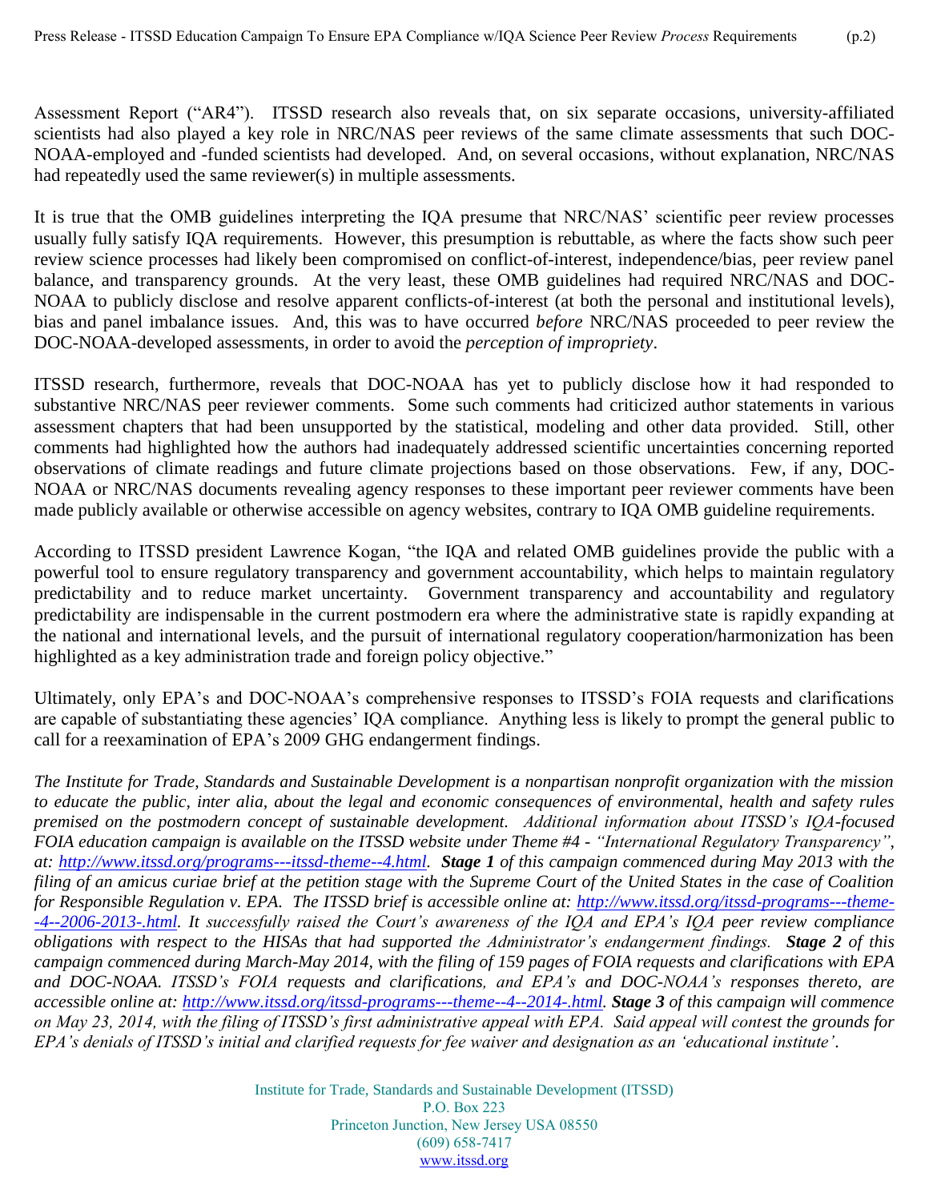Assessment Report ("AR4"). ITSSD research also reveals that, on six separate occasions, university-affiliated scientists had also played a key role in NRC/NAS peer reviews of the same climate assessments that such DOC-NOAA-employed and -funded scientists had developed. And, on several occasions, without explanation, NRC/NAS had repeatedly used the same reviewer(s) in multiple assessments.

It is true that the OMB guidelines interpreting the IQA presume that NRC/NAS' scientific peer review processes usually fully satisfy IQA requirements. However, this presumption is rebuttable, as where the facts show such peer review science processes had likely been compromised on conflict-of-interest, independence/bias, peer review panel balance, and transparency grounds. At the very least, these OMB guidelines had required NRC/NAS and DOC-NOAA to publicly disclose and resolve apparent conflicts-of-interest (at both the personal and institutional levels), bias and panel imbalance issues. And, this was to have occurred *before* NRC/NAS proceeded to peer review the DOC-NOAA-developed assessments, in order to avoid the *perception of impropriety*.

ITSSD research, furthermore, reveals that DOC-NOAA has yet to publicly disclose how it had responded to substantive NRC/NAS peer reviewer comments. Some such comments had criticized author statements in various assessment chapters that had been unsupported by the statistical, modeling and other data provided. Still, other comments had highlighted how the authors had inadequately addressed scientific uncertainties concerning reported observations of climate readings and future climate projections based on those observations. Few, if any, DOC-NOAA or NRC/NAS documents revealing agency responses to these important peer reviewer comments have been made publicly available or otherwise accessible on agency websites, contrary to IQA OMB guideline requirements.

According to ITSSD president Lawrence Kogan, "the IQA and related OMB guidelines provide the public with a powerful tool to ensure regulatory transparency and government accountability, which helps to maintain regulatory predictability and to reduce market uncertainty. Government transparency and accountability and regulatory predictability are indispensable in the current postmodern era where the administrative state is rapidly expanding at the national and international levels, and the pursuit of international regulatory cooperation/harmonization has been highlighted as a key administration trade and foreign policy objective."

Ultimately, only EPA's and DOC-NOAA's comprehensive responses to ITSSD's FOIA requests and clarifications are capable of substantiating these agencies' IQA compliance. Anything less is likely to prompt the general public to call for a reexamination of EPA's 2009 GHG endangerment findings.

*The Institute for Trade, Standards and Sustainable Development is a nonpartisan nonprofit organization with the mission to educate the public, inter alia, about the legal and economic consequences of environmental, health and safety rules premised on the postmodern concept of sustainable development. Additional information about ITSSD's IQA-focused FOIA education campaign is available on the ITSSD website under Theme #4 - "International Regulatory Transparency", at: [http://www.itssd.org/programs---itssd-theme--4.html](http://www.itssd.org/programs---itssd-theme--4.html).* ***Stage 1*** *of this campaign commenced during May 2013 with the filing of an amicus curiae brief at the petition stage with the Supreme Court of the United States in the case of Coalition for Responsible Regulation v. EPA. The ITSSD brief is accessible online at: [http://www.itssd.org/itssd-programs---theme--4--2006-2013-.html](http://www.itssd.org/itssd-programs---theme--4--2006-2013-.html). It successfully raised the Court's awareness of the IQA and EPA's IQA peer review compliance obligations with respect to the HISAs that had supported the Administrator's endangerment findings.* ***Stage 2*** *of this campaign commenced during March-May 2014, with the filing of 159 pages of FOIA requests and clarifications with EPA and DOC-NOAA. ITSSD's FOIA requests and clarifications, and EPA's and DOC-NOAA's responses thereto, are accessible online at: [http://www.itssd.org/itssd-programs---theme--4--2014-.html](http://www.itssd.org/itssd-programs---theme--4--2014-.html).* ***Stage 3*** *of this campaign will commence on May 23, 2014, with the filing of ITSSD's first administrative appeal with EPA. Said appeal will contest the grounds for EPA's denials of ITSSD's initial and clarified requests for fee waiver and designation as an 'educational institute'.*

Institute for Trade, Standards and Sustainable Development (ITSSD)
P.O. Box 223
Princeton Junction, New Jersey USA 08550
(609) 658-7417
[www.itssd.org](http://www.itssd.org)